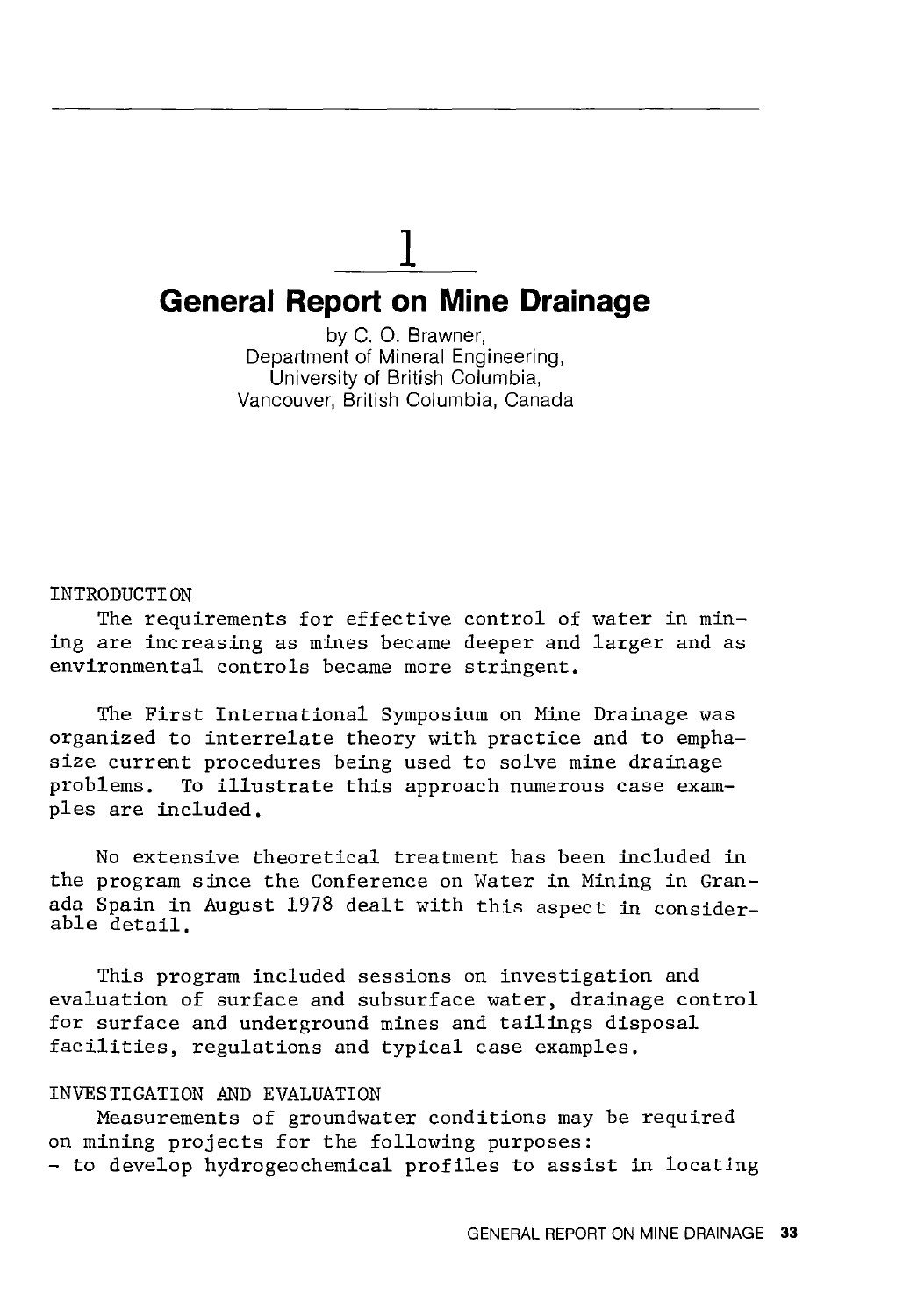# 1

# General Report on Mine Drainage

by C. O. Brawner,
Department of Mineral Engineering,
University of British Columbia,
Vancouver, British Columbia, Canada

## INTRODUCTION

The requirements for effective control of water in mining are increasing as mines became deeper and larger and as environmental controls became more stringent.

The First International Symposium on Mine Drainage was organized to interrelate theory with practice and to emphasize current procedures being used to solve mine drainage problems. To illustrate this approach numerous case examples are included.

No extensive theoretical treatment has been included in the program since the Conference on Water in Mining in Granada Spain in August 1978 dealt with this aspect in considerable detail.

This program included sessions on investigation and evaluation of surface and subsurface water, drainage control for surface and underground mines and tailings disposal facilities, regulations and typical case examples.

## INVESTIGATION AND EVALUATION

Measurements of groundwater conditions may be required on mining projects for the following purposes:

- to develop hydrogeochemical profiles to assist in locating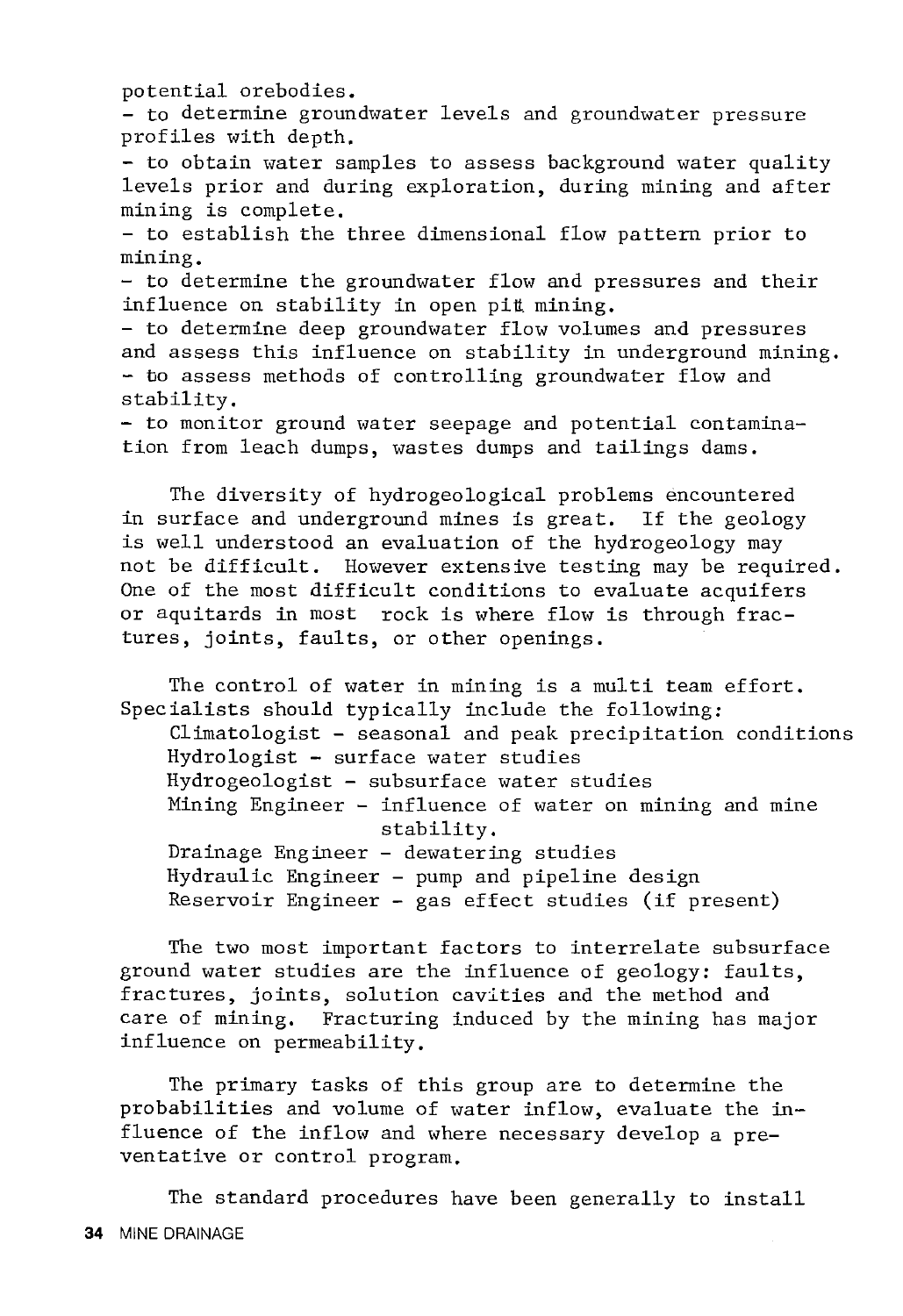potential orebodies.

- to determine groundwater levels and groundwater pressure profiles with depth.
- to obtain water samples to assess background water quality levels prior and during exploration, during mining and after mining is complete.
- to establish the three dimensional flow pattern prior to mining.
- to determine the groundwater flow and pressures and their influence on stability in open pitt mining.
- to determine deep groundwater flow volumes and pressures and assess this influence on stability in underground mining.
- to assess methods of controlling groundwater flow and stability.
- to monitor ground water seepage and potential contamination from leach dumps, wastes dumps and tailings dams.

The diversity of hydrogeological problems encountered in surface and underground mines is great. If the geology is well understood an evaluation of the hydrogeology may not be difficult. However extensive testing may be required. One of the most difficult conditions to evaluate acquifers or aquitards in most rock is where flow is through fractures, joints, faults, or other openings.

The control of water in mining is a multi team effort. Specialists should typically include the following:

- Climatologist - seasonal and peak precipitation conditions
- Hydrologist - surface water studies
- Hydrogeologist - subsurface water studies
- Mining Engineer - influence of water on mining and mine stability.
- Drainage Engineer - dewatering studies
- Hydraulic Engineer - pump and pipeline design
- Reservoir Engineer - gas effect studies (if present)

The two most important factors to interrelate subsurface ground water studies are the influence of geology: faults, fractures, joints, solution cavities and the method and care of mining. Fracturing induced by the mining has major influence on permeability.

The primary tasks of this group are to determine the probabilities and volume of water inflow, evaluate the influence of the inflow and where necessary develop a preventative or control program.

The standard procedures have been generally to install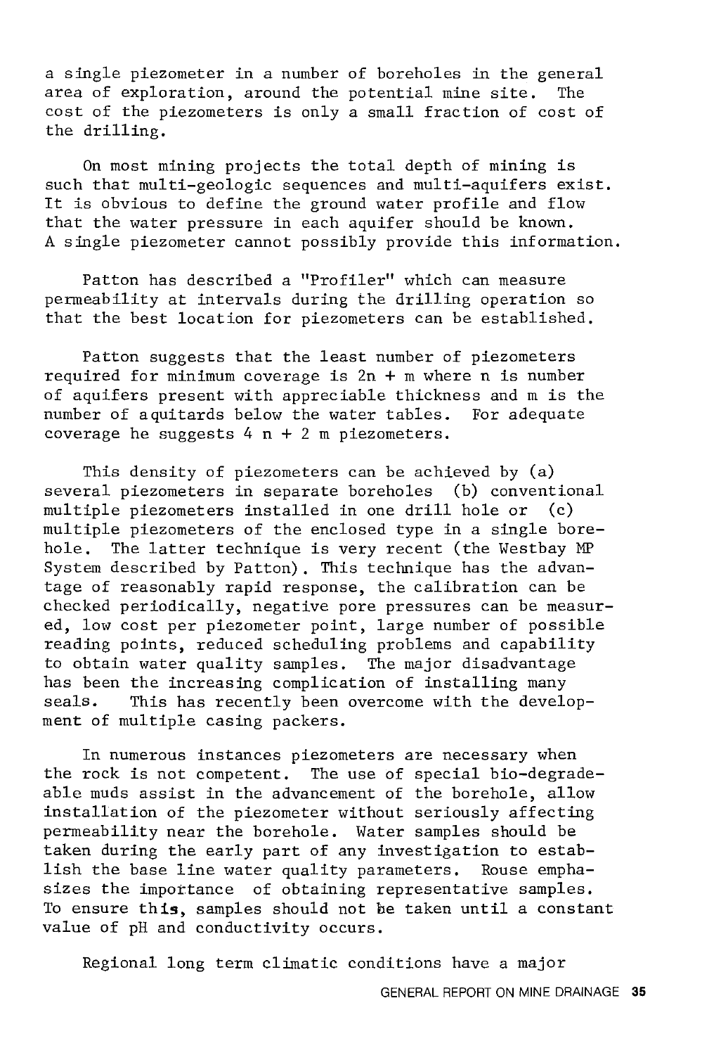a single piezometer in a number of boreholes in the general area of exploration, around the potential mine site. The cost of the piezometers is only a small fraction of cost of the drilling.

On most mining projects the total depth of mining is such that multi-geologic sequences and multi-aquifers exist. It is obvious to define the ground water profile and flow that the water pressure in each aquifer should be known. A single piezometer cannot possibly provide this information.

Patton has described a "Profiler" which can measure permeability at intervals during the drilling operation so that the best location for piezometers can be established.

Patton suggests that the least number of piezometers required for minimum coverage is $2n + m$ where n is number of aquifers present with appreciable thickness and m is the number of aquitards below the water tables. For adequate coverage he suggests $4n + 2m$ piezometers.

This density of piezometers can be achieved by (a) several piezometers in separate boreholes (b) conventional multiple piezometers installed in one drill hole or (c) multiple piezometers of the enclosed type in a single borehole. The latter technique is very recent (the Westbay MP System described by Patton). This technique has the advantage of reasonably rapid response, the calibration can be checked periodically, negative pore pressures can be measured, low cost per piezometer point, large number of possible reading points, reduced scheduling problems and capability to obtain water quality samples. The major disadvantage has been the increasing complication of installing many seals. This has recently been overcome with the development of multiple casing packers.

In numerous instances piezometers are necessary when the rock is not competent. The use of special bio-degradeable muds assist in the advancement of the borehole, allow installation of the piezometer without seriously affecting permeability near the borehole. Water samples should be taken during the early part of any investigation to establish the base line water quality parameters. Rouse emphasizes the importance of obtaining representative samples. To ensure this, samples should not be taken until a constant value of pH and conductivity occurs.

Regional long term climatic conditions have a major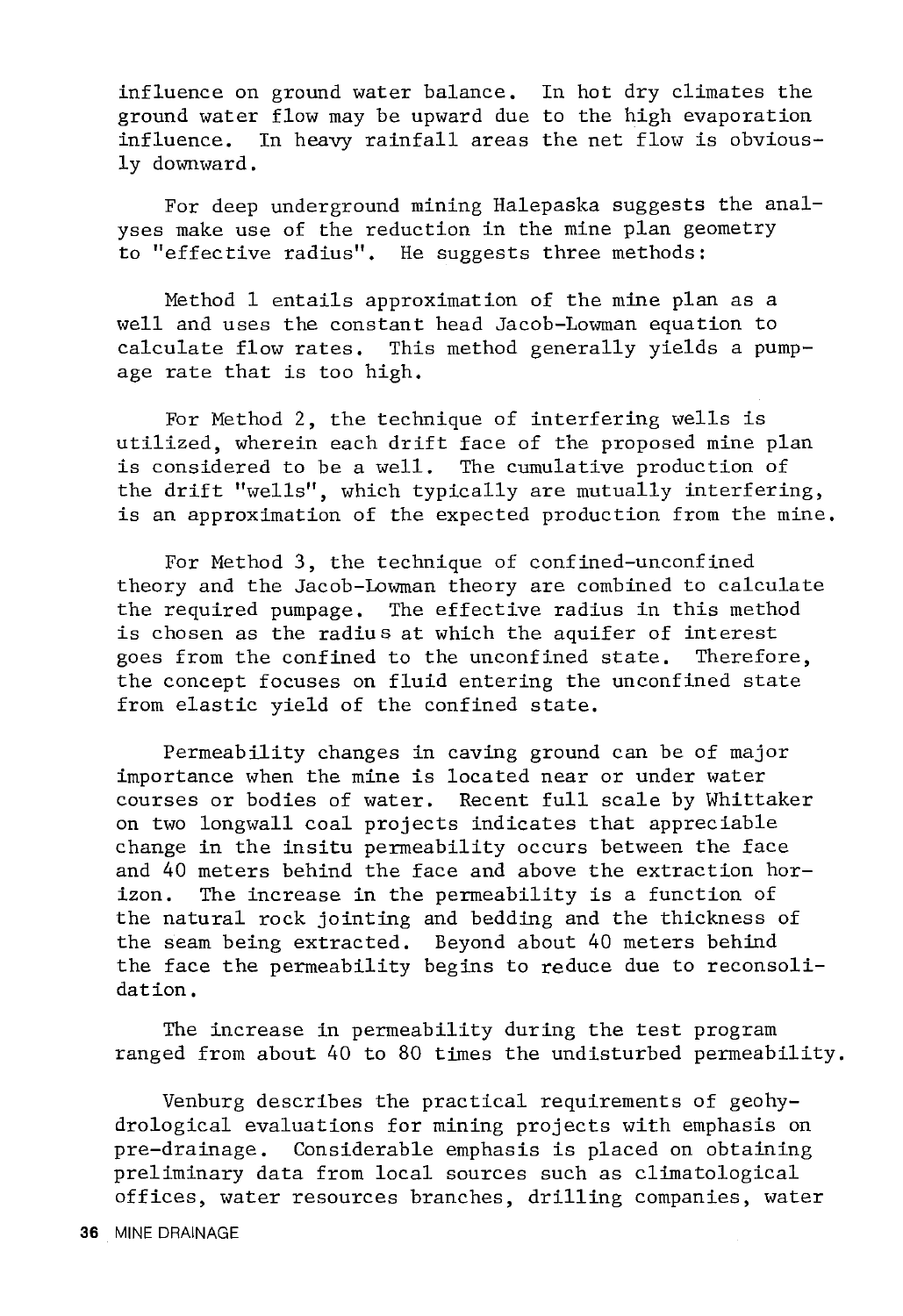influence on ground water balance. In hot dry climates the ground water flow may be upward due to the high evaporation influence. In heavy rainfall areas the net flow is obviously downward.

For deep underground mining Halepaska suggests the analyses make use of the reduction in the mine plan geometry to "effective radius". He suggests three methods:

Method 1 entails approximation of the mine plan as a well and uses the constant head Jacob-Lowman equation to calculate flow rates. This method generally yields a pumpage rate that is too high.

For Method 2, the technique of interfering wells is utilized, wherein each drift face of the proposed mine plan is considered to be a well. The cumulative production of the drift "wells", which typically are mutually interfering, is an approximation of the expected production from the mine.

For Method 3, the technique of confined-unconfined theory and the Jacob-Lowman theory are combined to calculate the required pumpage. The effective radius in this method is chosen as the radius at which the aquifer of interest goes from the confined to the unconfined state. Therefore, the concept focuses on fluid entering the unconfined state from elastic yield of the confined state.

Permeability changes in caving ground can be of major importance when the mine is located near or under water courses or bodies of water. Recent full scale by Whittaker on two longwall coal projects indicates that appreciable change in the insitu permeability occurs between the face and 40 meters behind the face and above the extraction horizon. The increase in the permeability is a function of the natural rock jointing and bedding and the thickness of the seam being extracted. Beyond about 40 meters behind the face the permeability begins to reduce due to reconsolidation.

The increase in permeability during the test program ranged from about 40 to 80 times the undisturbed permeability.

Venburg describes the practical requirements of geohydrological evaluations for mining projects with emphasis on pre-drainage. Considerable emphasis is placed on obtaining preliminary data from local sources such as climatological offices, water resources branches, drilling companies, water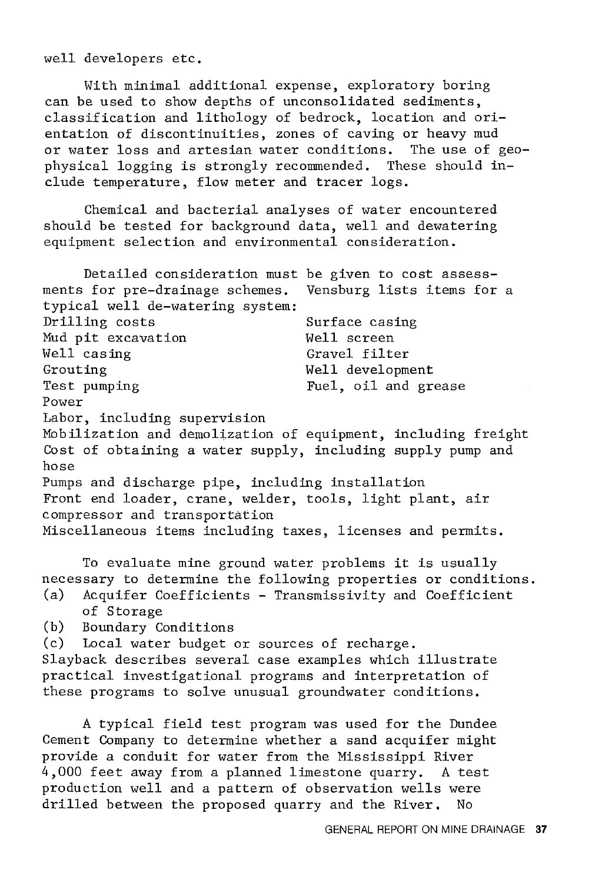well developers etc.

With minimal additional expense, exploratory boring can be used to show depths of unconsolidated sediments, classification and lithology of bedrock, location and orientation of discontinuities, zones of caving or heavy mud or water loss and artesian water conditions. The use of geophysical logging is strongly recommended. These should include temperature, flow meter and tracer logs.

Chemical and bacterial analyses of water encountered should be tested for background data, well and dewatering equipment selection and environmental consideration.

Detailed consideration must be given to cost assessments for pre-drainage schemes. Vensburg lists items for a typical well de-watering system:

- Drilling costs
- Surface casing
- Mud pit excavation
- Well screen
- Well casing
- Gravel filter
- Grouting
- Well development
- Test pumping
- Fuel, oil and grease
- Power
- Labor, including supervision
- Mobilization and demolization of equipment, including freight
- Cost of obtaining a water supply, including supply pump and hose
- Pumps and discharge pipe, including installation
- Front end loader, crane, welder, tools, light plant, air compressor and transportation
- Miscellaneous items including taxes, licenses and permits.

To evaluate mine ground water problems it is usually necessary to determine the following properties or conditions.

(a) Acquifer Coefficients - Transmissivity and Coefficient of Storage
(b) Boundary Conditions
(c) Local water budget or sources of recharge.

Slayback describes several case examples which illustrate practical investigational programs and interpretation of these programs to solve unusual groundwater conditions.

A typical field test program was used for the Dundee Cement Company to determine whether a sand acquifer might provide a conduit for water from the Mississippi River 4,000 feet away from a planned limestone quarry. A test production well and a pattern of observation wells were drilled between the proposed quarry and the River. No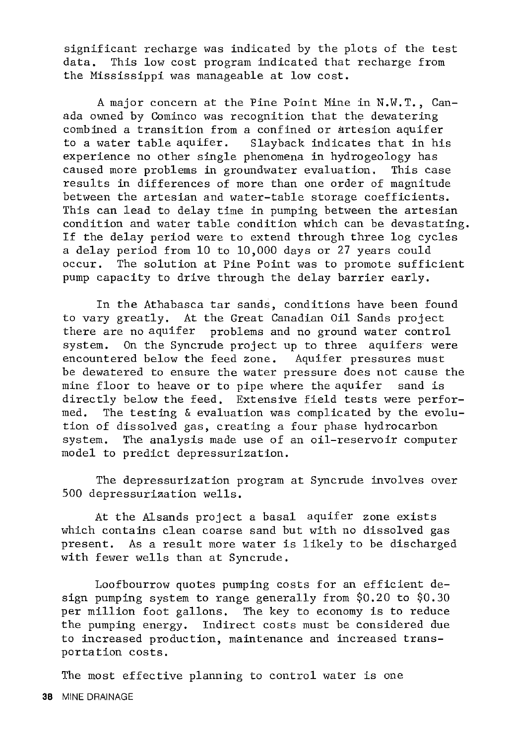significant recharge was indicated by the plots of the test data. This low cost program indicated that recharge from the Mississippi was manageable at low cost.

A major concern at the Pine Point Mine in N.W.T., Canada owned by Cominco was recognition that the dewatering combined a transition from a confined or artesion aquifer to a water table aquifer. Slayback indicates that in his experience no other single phenomena in hydrogeology has caused more problems in groundwater evaluation. This case results in differences of more than one order of magnitude between the artesian and water-table storage coefficients. This can lead to delay time in pumping between the artesian condition and water table condition which can be devastating. If the delay period were to extend through three log cycles a delay period from 10 to 10,000 days or 27 years could occur. The solution at Pine Point was to promote sufficient pump capacity to drive through the delay barrier early.

In the Athabasca tar sands, conditions have been found to vary greatly. At the Great Canadian Oil Sands project there are no aquifer problems and no ground water control system. On the Syncrude project up to three aquifers were encountered below the feed zone. Aquifer pressures must be dewatered to ensure the water pressure does not cause the mine floor to heave or to pipe where the aquifer sand is directly below the feed. Extensive field tests were performed. The testing & evaluation was complicated by the evolution of dissolved gas, creating a four phase hydrocarbon system. The analysis made use of an oil-reservoir computer model to predict depressurization.

The depressurization program at Syncrude involves over 500 depressuriaation wells.

At the Alsands project a basal aquifer zone exists which contains clean coarse sand but with no dissolved gas present. As a result more water is likely to be discharged with fewer wells than at Syncrude.

Loofbourrow quotes pumping costs for an efficient design pumping system to range generally from $0.20 to $0.30 per million foot gallons. The key to economy is to reduce the pumping energy. Indirect costs must be considered due to increased production, maintenance and increased transportation costs.

The most effective planning to control water is one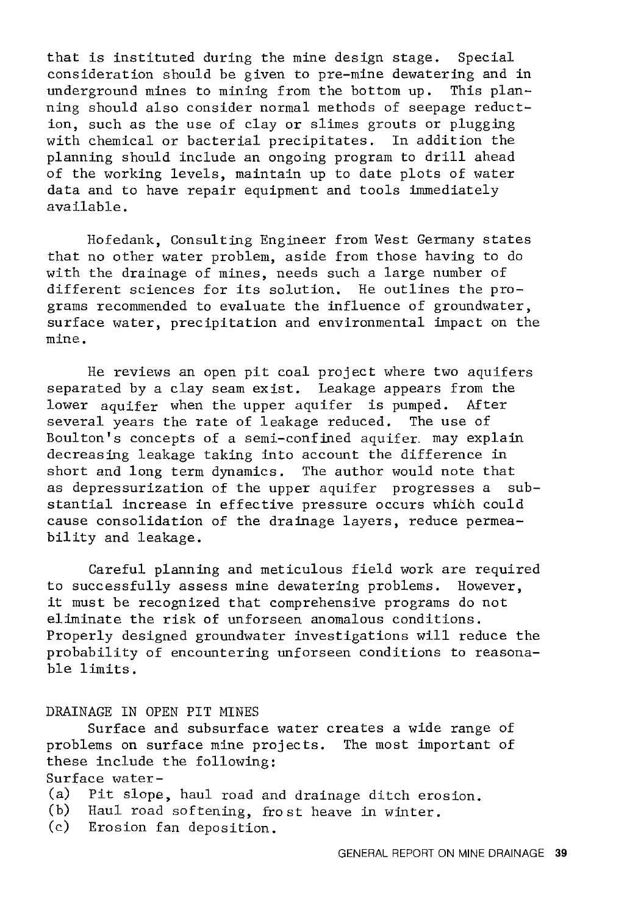that is instituted during the mine design stage. Special consideration should be given to pre-mine dewatering and in underground mines to mining from the bottom up. This planning should also consider normal methods of seepage reduction, such as the use of clay or slimes grouts or plugging with chemical or bacterial precipitates. In addition the planning should include an ongoing program to drill ahead of the working levels, maintain up to date plots of water data and to have repair equipment and tools immediately available.

Hofedank, Consulting Engineer from West Germany states that no other water problem, aside from those having to do with the drainage of mines, needs such a large number of different sciences for its solution. He outlines the programs recommended to evaluate the influence of groundwater, surface water, precipitation and environmental impact on the mine.

He reviews an open pit coal project where two aquifers separated by a clay seam exist. Leakage appears from the lower aquifer when the upper aquifer is pumped. After several years the rate of leakage reduced. The use of Boulton's concepts of a semi-confined aquifer may explain decreasing leakage taking into account the difference in short and long term dynamics. The author would note that as depressurization of the upper aquifer progresses a substantial increase in effective pressure occurs which could cause consolidation of the drainage layers, reduce permeability and leakage.

Careful planning and meticulous field work are required to successfully assess mine dewatering problems. However, it must be recognized that comprehensive programs do not eliminate the risk of unforseen anomalous conditions. Properly designed groundwater investigations will reduce the probability of encountering unforseen conditions to reasonable limits.

## DRAINAGE IN OPEN PIT MINES

Surface and subsurface water creates a wide range of problems on surface mine projects. The most important of these include the following:

Surface water-

(a) Pit slope, haul road and drainage ditch erosion.
(b) Haul road softening, frost heave in winter.
(c) Erosion fan deposition.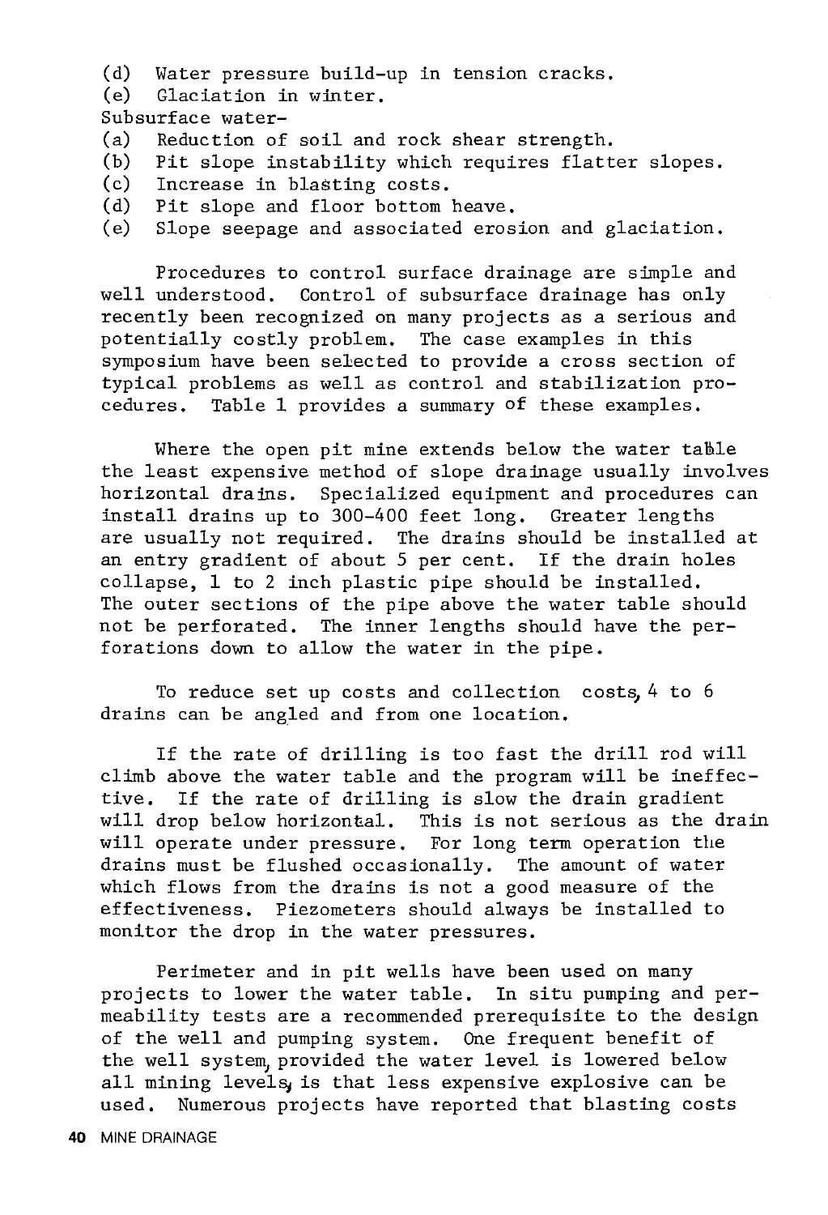(d) Water pressure build-up in tension cracks.
(e) Glaciation in winter.

Subsurface water-

(a) Reduction of soil and rock shear strength.
(b) Pit slope instability which requires flatter slopes.
(c) Increase in blasting costs.
(d) Pit slope and floor bottom heave.
(e) Slope seepage and associated erosion and glaciation.

Procedures to control surface drainage are simple and well understood. Control of subsurface drainage has only recently been recognized on many projects as a serious and potentially costly problem. The case examples in this symposium have been selected to provide a cross section of typical problems as well as control and stabilization procedures. Table 1 provides a summary of these examples.

Where the open pit mine extends below the water table the least expensive method of slope drainage usually involves horizontal drains. Specialized equipment and procedures can install drains up to 300-400 feet long. Greater lengths are usually not required. The drains should be installed at an entry gradient of about 5 per cent. If the drain holes collapse, 1 to 2 inch plastic pipe should be installed. The outer sections of the pipe above the water table should not be perforated. The inner lengths should have the perforations down to allow the water in the pipe.

To reduce set up costs and collection costs, 4 to 6 drains can be angled and from one location.

If the rate of drilling is too fast the drill rod will climb above the water table and the program will be ineffective. If the rate of drilling is slow the drain gradient will drop below horizontal. This is not serious as the drain will operate under pressure. For long term operation the drains must be flushed occasionally. The amount of water which flows from the drains is not a good measure of the effectiveness. Piezometers should always be installed to monitor the drop in the water pressures.

Perimeter and in pit wells have been used on many projects to lower the water table. In situ pumping and permeability tests are a recommended prerequisite to the design of the well and pumping system. One frequent benefit of the well system, provided the water level is lowered below all mining levels, is that less expensive explosive can be used. Numerous projects have reported that blasting costs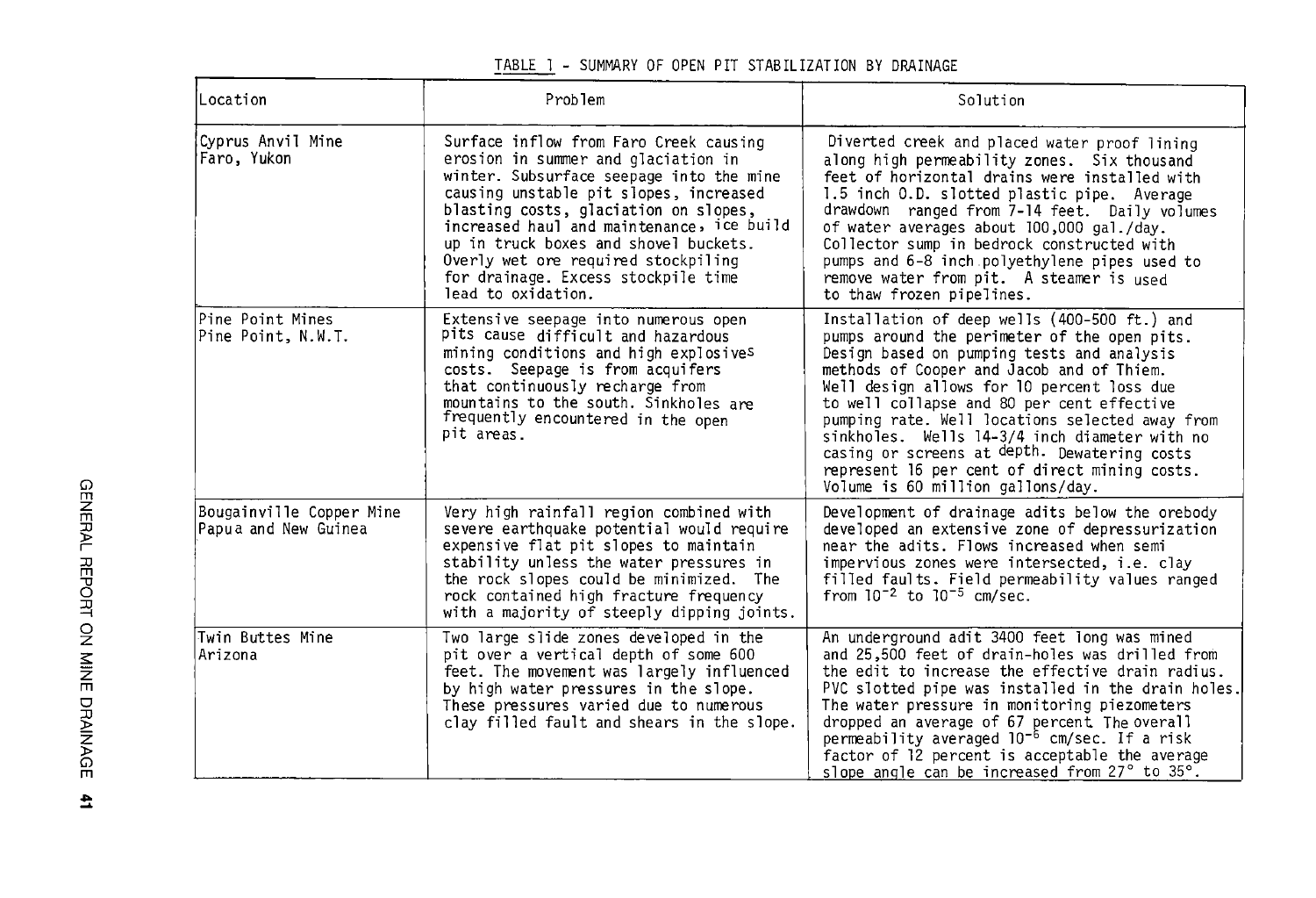TABLE 1 - SUMMARY OF OPEN PIT STABILIZATION BY DRAINAGE

| Location | Problem | Solution |
|---|---|---|
| Cyprus Anvil Mine Faro, Yukon | Surface inflow from Faro Creek causing erosion in summer and glaciation in winter. Subsurface seepage into the mine causing unstable pit slopes, increased blasting costs, glaciation on slopes, increased haul and maintenance, ice build up in truck boxes and shovel buckets. Overly wet ore required stockpiling for drainage. Excess stockpile time lead to oxidation. | Diverted creek and placed water proof lining along high permeability zones. Six thousand feet of horizontal drains were installed with 1.5 inch O.D. slotted plastic pipe. Average drawdown ranged from 7-14 feet. Daily volumes of water averages about 100,000 gal./day. Collector sump in bedrock constructed with pumps and 6-8 inch polyethylene pipes used to remove water from pit. A steamer is used to thaw frozen pipelines. |
| Pine Point Mines Pine Point, N.W.T. | Extensive seepage into numerous open pits cause difficult and hazardous mining conditions and high explosives costs. Seepage is from aquifers that continuously recharge from mountains to the south. Sinkholes are frequently encountered in the open pit areas. | Installation of deep wells (400-500 ft.) and pumps around the perimeter of the open pits. Design based on pumping tests and analysis methods of Cooper and Jacob and of Thiem. Well design allows for 10 percent loss due to well collapse and 80 per cent effective pumping rate. Well locations selected away from sinkholes. Wells 14-3/4 inch diameter with no casing or screens at depth. Dewatering costs represent 16 per cent of direct mining costs. Volume is 60 million gallons/day. |
| Bougainville Copper Mine Papua and New Guinea | Very high rainfall region combined with severe earthquake potential would require expensive flat pit slopes to maintain stability unless the water pressures in the rock slopes could be minimized. The rock contained high fracture frequency with a majority of steeply dipping joints. | Development of drainage adits below the orebody developed an extensive zone of depressurization near the adits. Flows increased when semi impervious zones were intersected, i.e. clay filled faults. Field permeability values ranged from $10^{-2}$ to $10^{-5}$ cm/sec. |
| Twin Buttes Mine Arizona | Two large slide zones developed in the pit over a vertical depth of some 600 feet. The movement was largely influenced by high water pressures in the slope. These pressures varied due to numerous clay filled fault and shears in the slope. | An underground adit 3400 feet long was mined and 25,500 feet of drain-holes was drilled from the edit to increase the effective drain radius. PVC slotted pipe was installed in the drain holes. The water pressure in monitoring piezometers dropped an average of 67 percent. The overall permeability averaged $10^{-6}$ cm/sec. If a risk factor of 12 percent is acceptable the average slope angle can be increased from 27° to 35°. |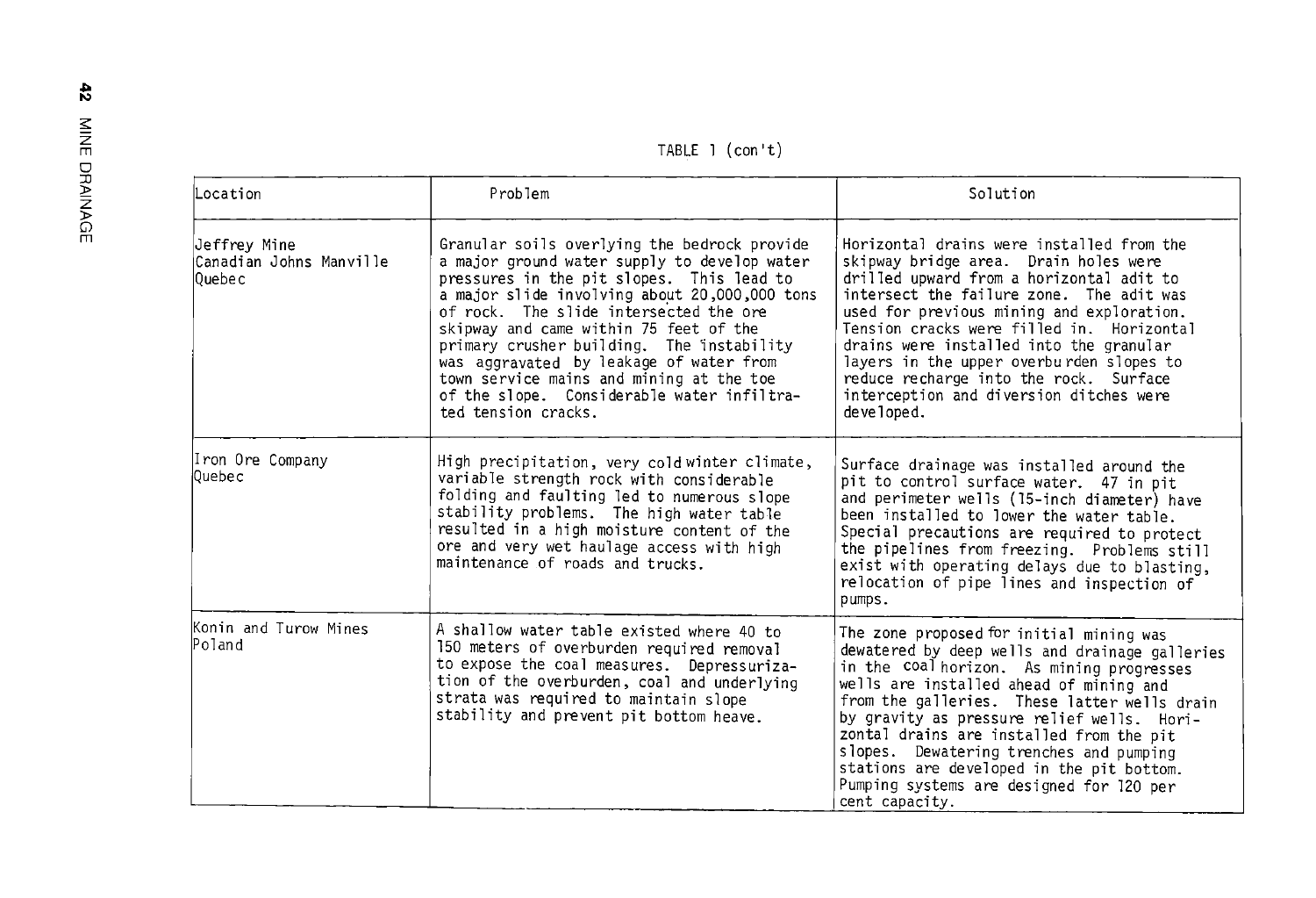TABLE 1 (con't)

| Location | Problem | Solution |
| --- | --- | --- |
| Jeffrey Mine Canadian Johns Manville Quebec | Granular soils overlying the bedrock provide a major ground water supply to develop water pressures in the pit slopes. This lead to a major slide involving about 20,000,000 tons of rock. The slide intersected the ore skipway and came within 75 feet of the primary crusher building. The instability was aggravated by leakage of water from town service mains and mining at the toe of the slope. Considerable water infiltrated tension cracks. | Horizontal drains were installed from the skipway bridge area. Drain holes were drilled upward from a horizontal adit to intersect the failure zone. The adit was used for previous mining and exploration. Tension cracks were filled in. Horizontal drains were installed into the granular layers in the upper overburden slopes to reduce recharge into the rock. Surface interception and diversion ditches were developed. |
| Iron Ore Company Quebec | High precipitation, very cold winter climate, variable strength rock with considerable folding and faulting led to numerous slope stability problems. The high water table resulted in a high moisture content of the ore and very wet haulage access with high maintenance of roads and trucks. | Surface drainage was installed around the pit to control surface water. 47 in pit and perimeter wells (15-inch diameter) have been installed to lower the water table. Special precautions are required to protect the pipelines from freezing. Problems still exist with operating delays due to blasting, relocation of pipe lines and inspection of pumps. |
| Konin and Turow Mines Poland | A shallow water table existed where 40 to 150 meters of overburden required removal to expose the coal measures. Depressurization of the overburden, coal and underlying strata was required to maintain slope stability and prevent pit bottom heave. | The zone proposed for initial mining was dewatered by deep wells and drainage galleries in the coal horizon. As mining progresses wells are installed ahead of mining and from the galleries. These latter wells drain by gravity as pressure relief wells. Horizontal drains are installed from the pit slopes. Dewatering trenches and pumping stations are developed in the pit bottom. Pumping systems are designed for 120 per cent capacity. |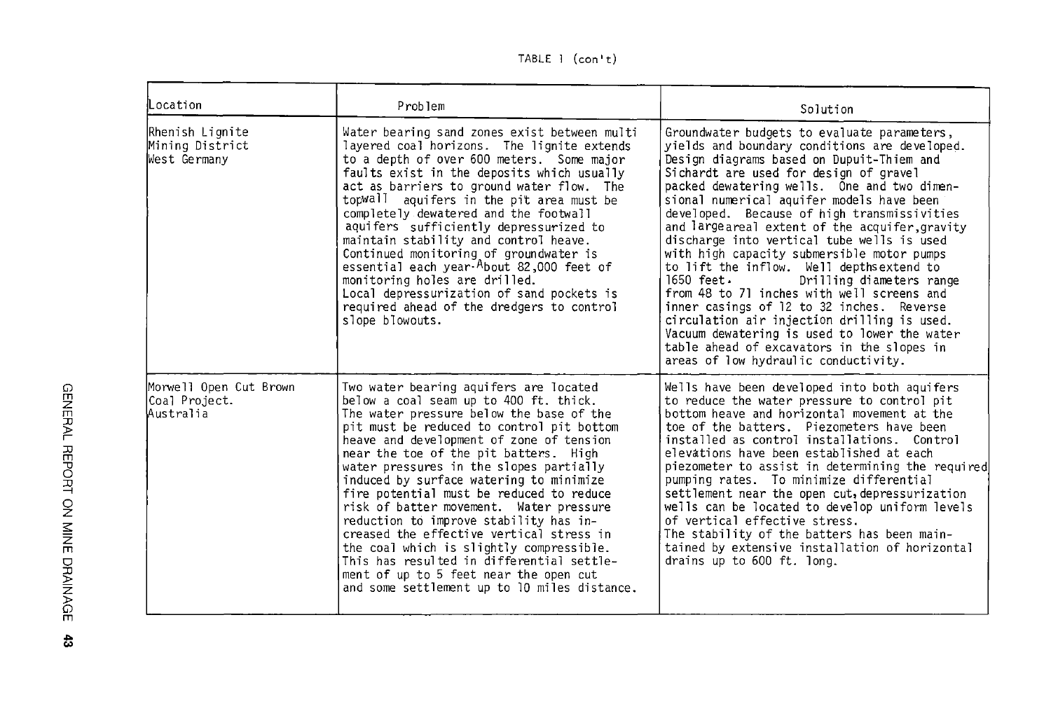TABLE 1 (con't)

| Location | Problem | Solution |
|---|---|---|
| Rhenish Lignite Mining District West Germany | Water bearing sand zones exist between multi layered coal horizons. The lignite extends to a depth of over 600 meters. Some major faults exist in the deposits which usually act as barriers to ground water flow. The topwall aquifers in the pit area must be completely dewatered and the footwall aquifers sufficiently depressurized to maintain stability and control heave. Continued monitoring of groundwater is essential each year. About 82,000 feet of monitoring holes are drilled. Local depressurization of sand pockets is required ahead of the dredgers to control slope blowouts. | Groundwater budgets to evaluate parameters, yields and boundary conditions are developed. Design diagrams based on Dupuit-Thiem and Sichardt are used for design of gravel packed dewatering wells. One and two dimensional numerical aquifer models have been developed. Because of high transmissivities and large areal extent of the acquifer, gravity discharge into vertical tube wells is used with high capacity submersible motor pumps to lift the inflow. Well depths extend to 1650 feet. Drilling diameters range from 48 to 71 inches with well screens and inner casings of 12 to 32 inches. Reverse circulation air injection drilling is used. Vacuum dewatering is used to lower the water table ahead of excavators in the slopes in areas of low hydraulic conductivity. |
| Morwell Open Cut Brown Coal Project. Australia | Two water bearing aquifers are located below a coal seam up to 400 ft. thick. The water pressure below the base of the pit must be reduced to control pit bottom heave and development of zone of tension near the toe of the pit batters. High water pressures in the slopes partially induced by surface watering to minimize fire potential must be reduced to reduce risk of batter movement. Water pressure reduction to improve stability has increased the effective vertical stress in the coal which is slightly compressible. This has resulted in differential settlement of up to 5 feet near the open cut and some settlement up to 10 miles distance. | Wells have been developed into both aquifers to reduce the water pressure to control pit bottom heave and horizontal movement at the toe of the batters. Piezometers have been installed as control installations. Control elevations have been established at each piezometer to assist in determining the required pumping rates. To minimize differential settlement near the open cut, depressurization wells can be located to develop uniform levels of vertical effective stress. The stability of the batters has been maintained by extensive installation of horizontal drains up to 600 ft. long. |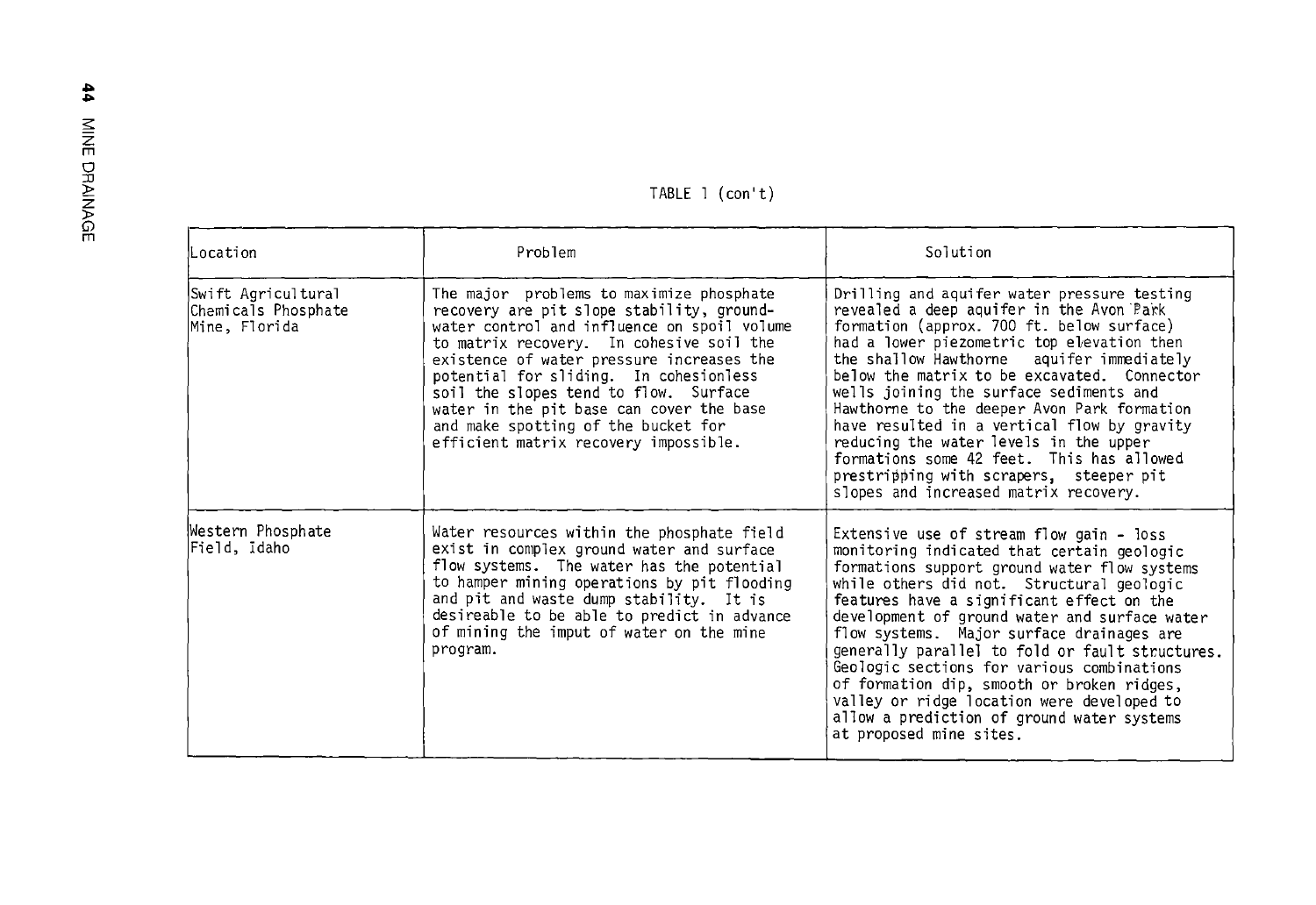TABLE 1 (con't)

| Location | Problem | Solution |
|---|---|---|
| Swift Agricultural Chemicals Phosphate Mine, Florida | The major problems to maximize phosphate recovery are pit slope stability, groundwater control and influence on spoil volume to matrix recovery. In cohesive soil the existence of water pressure increases the potential for sliding. In cohesionless soil the slopes tend to flow. Surface water in the pit base can cover the base and make spotting of the bucket for efficient matrix recovery impossible. | Drilling and aquifer water pressure testing revealed a deep aquifer in the Avon Park formation (approx. 700 ft. below surface) had a lower piezometric top elevation then the shallow Hawthorne aquifer immediately below the matrix to be excavated. Connector wells joining the surface sediments and Hawthorne to the deeper Avon Park formation have resulted in a vertical flow by gravity reducing the water levels in the upper formations some 42 feet. This has allowed prestripping with scrapers, steeper pit slopes and increased matrix recovery. |
| Western Phosphate Field, Idaho | Water resources within the phosphate field exist in complex ground water and surface flow systems. The water has the potential to hamper mining operations by pit flooding and pit and waste dump stability. It is desireable to be able to predict in advance of mining the imput of water on the mine program. | Extensive use of stream flow gain - loss monitoring indicated that certain geologic formations support ground water flow systems while others did not. Structural geologic features have a significant effect on the development of ground water and surface water flow systems. Major surface drainages are generally parallel to fold or fault structures. Geologic sections for various combinations of formation dip, smooth or broken ridges, valley or ridge location were developed to allow a prediction of ground water systems at proposed mine sites. |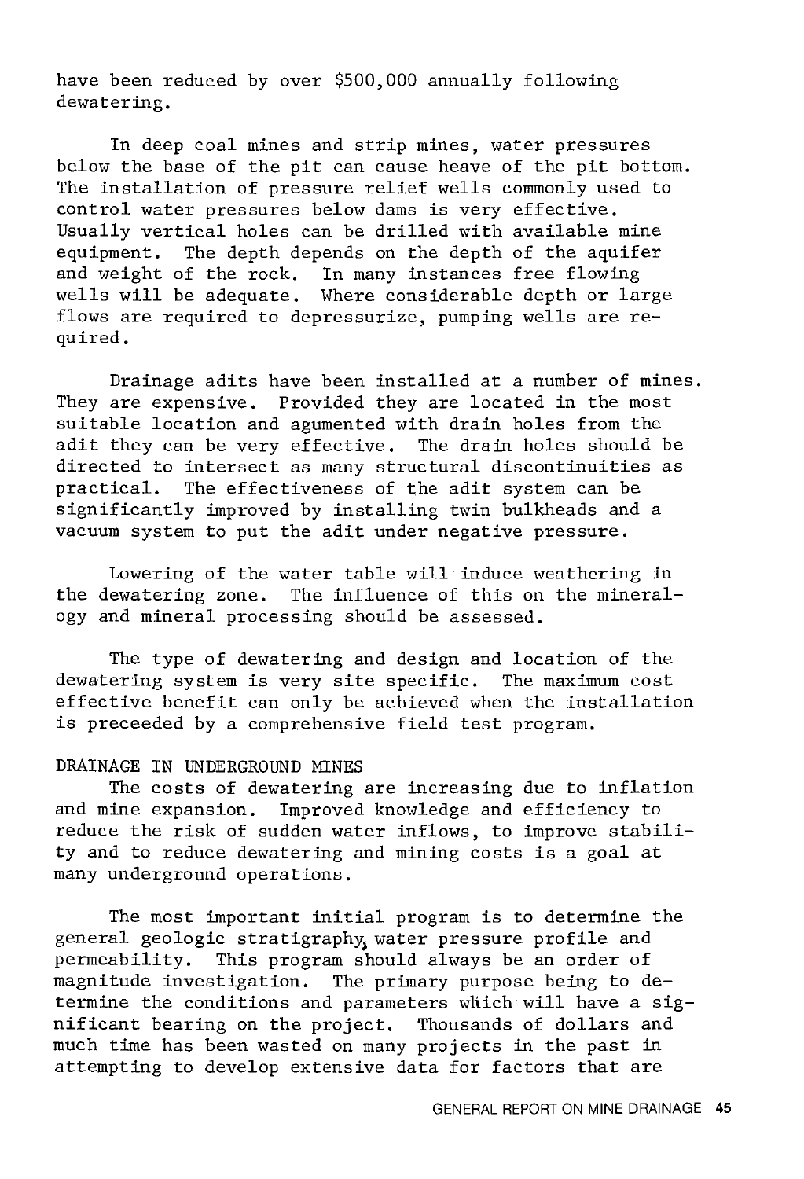have been reduced by over $500,000 annually following dewatering.

In deep coal mines and strip mines, water pressures below the base of the pit can cause heave of the pit bottom. The installation of pressure relief wells commonly used to control water pressures below dams is very effective. Usually vertical holes can be drilled with available mine equipment. The depth depends on the depth of the aquifer and weight of the rock. In many instances free flowing wells will be adequate. Where considerable depth or large flows are required to depressurize, pumping wells are required.

Drainage adits have been installed at a number of mines. They are expensive. Provided they are located in the most suitable location and agumented with drain holes from the adit they can be very effective. The drain holes should be directed to intersect as many structural discontinuities as practical. The effectiveness of the adit system can be significantly improved by installing twin bulkheads and a vacuum system to put the adit under negative pressure.

Lowering of the water table will induce weathering in the dewatering zone. The influence of this on the mineralogy and mineral processing should be assessed.

The type of dewatering and design and location of the dewatering system is very site specific. The maximum cost effective benefit can only be achieved when the installation is preceeded by a comprehensive field test program.

## DRAINAGE IN UNDERGROUND MINES

The costs of dewatering are increasing due to inflation and mine expansion. Improved knowledge and efficiency to reduce the risk of sudden water inflows, to improve stability and to reduce dewatering and mining costs is a goal at many underground operations.

The most important initial program is to determine the general geologic stratigraphy, water pressure profile and permeability. This program should always be an order of magnitude investigation. The primary purpose being to determine the conditions and parameters which will have a significant bearing on the project. Thousands of dollars and much time has been wasted on many projects in the past in attempting to develop extensive data for factors that are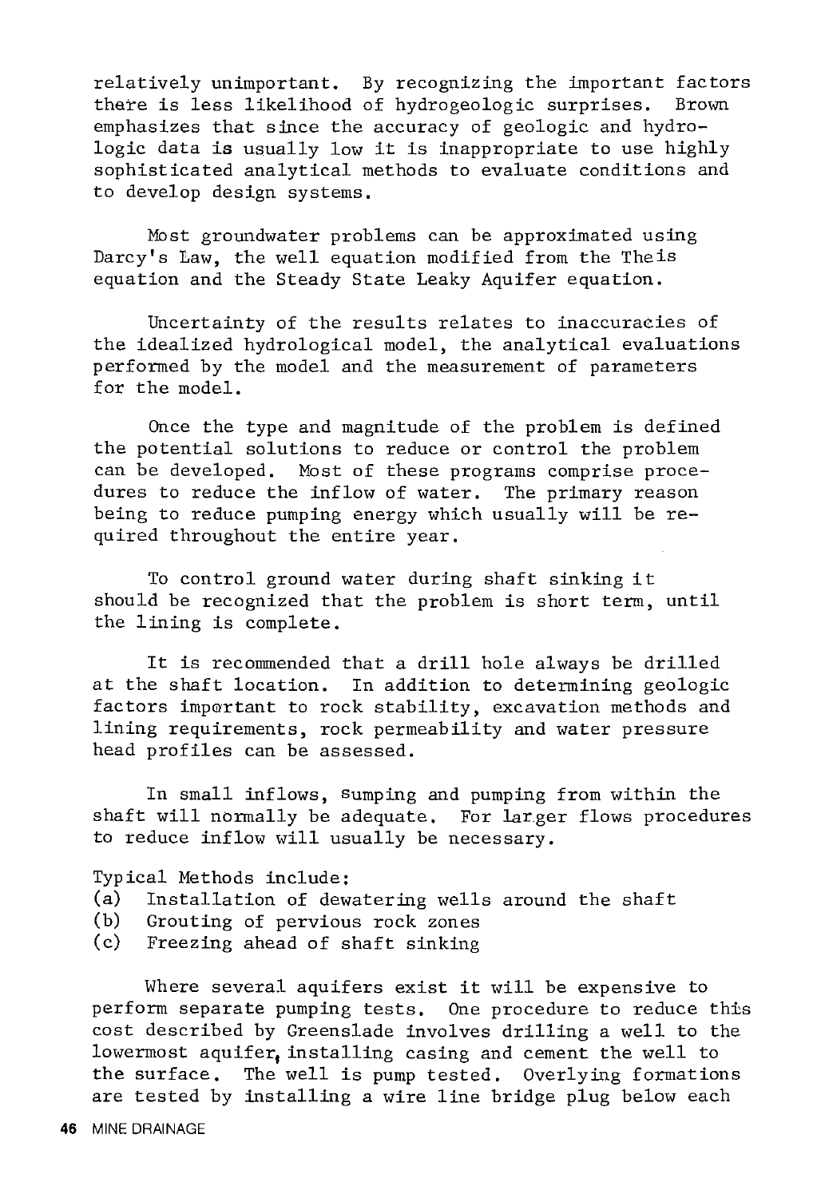relatively unimportant. By recognizing the important factors there is less likelihood of hydrogeologic surprises. Brown emphasizes that since the accuracy of geologic and hydrologic data is usually low it is inappropriate to use highly sophisticated analytical methods to evaluate conditions and to develop design systems.

Most groundwater problems can be approximated using Darcy's Law, the well equation modified from the Theis equation and the Steady State Leaky Aquifer equation.

Uncertainty of the results relates to inaccuracies of the idealized hydrological model, the analytical evaluations performed by the model and the measurement of parameters for the model.

Once the type and magnitude of the problem is defined the potential solutions to reduce or control the problem can be developed. Most of these programs comprise procedures to reduce the inflow of water. The primary reason being to reduce pumping energy which usually will be required throughout the entire year.

To control ground water during shaft sinking it should be recognized that the problem is short term, until the lining is complete.

It is recommended that a drill hole always be drilled at the shaft location. In addition to determining geologic factors important to rock stability, excavation methods and lining requirements, rock permeability and water pressure head profiles can be assessed.

In small inflows, sumping and pumping from within the shaft will normally be adequate. For larger flows procedures to reduce inflow will usually be necessary.

Typical Methods include:

(a) Installation of dewatering wells around the shaft
(b) Grouting of pervious rock zones
(c) Freezing ahead of shaft sinking

Where several aquifers exist it will be expensive to perform separate pumping tests. One procedure to reduce this cost described by Greenslade involves drilling a well to the lowermost aquifer, installing casing and cement the well to the surface. The well is pump tested. Overlying formations are tested by installing a wire line bridge plug below each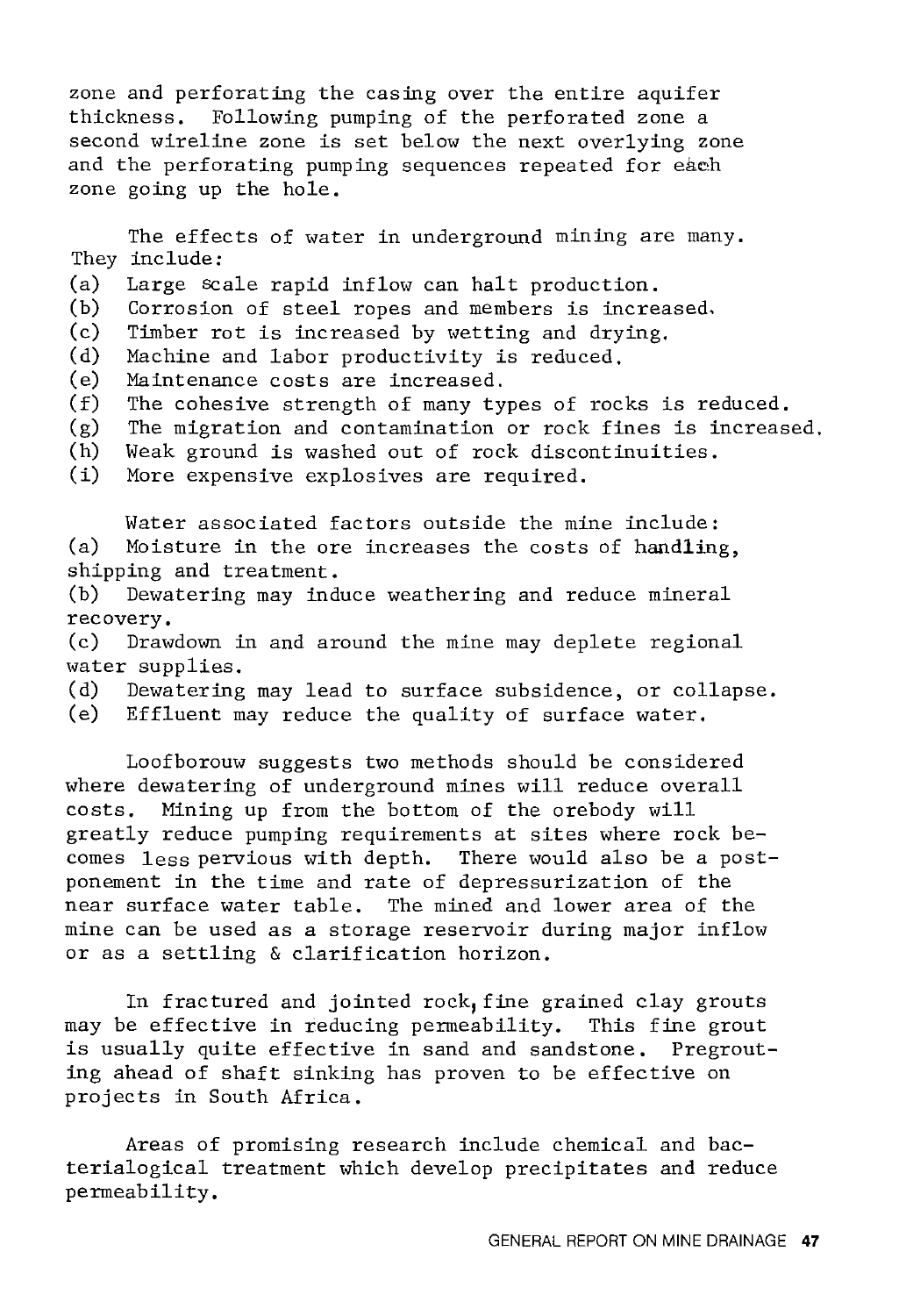zone and perforating the casing over the entire aquifer thickness. Following pumping of the perforated zone a second wireline zone is set below the next overlying zone and the perforating pumping sequences repeated for each zone going up the hole.

The effects of water in underground mining are many. They include:

(a) Large scale rapid inflow can halt production.
(b) Corrosion of steel ropes and members is increased.
(c) Timber rot is increased by wetting and drying.
(d) Machine and labor productivity is reduced.
(e) Maintenance costs are increased.
(f) The cohesive strength of many types of rocks is reduced.
(g) The migration and contamination or rock fines is increased.
(h) Weak ground is washed out of rock discontinuities.
(i) More expensive explosives are required.

Water associated factors outside the mine include:

(a) Moisture in the ore increases the costs of handling, shipping and treatment.
(b) Dewatering may induce weathering and reduce mineral recovery.
(c) Drawdown in and around the mine may deplete regional water supplies.
(d) Dewatering may lead to surface subsidence, or collapse.
(e) Effluent may reduce the quality of surface water.

Loofborouw suggests two methods should be considered where dewatering of underground mines will reduce overall costs. Mining up from the bottom of the orebody will greatly reduce pumping requirements at sites where rock becomes less pervious with depth. There would also be a postponement in the time and rate of depressurization of the near surface water table. The mined and lower area of the mine can be used as a storage reservoir during major inflow or as a settling & clarification horizon.

In fractured and jointed rock, fine grained clay grouts may be effective in reducing permeability. This fine grout is usually quite effective in sand and sandstone. Pregrouting ahead of shaft sinking has proven to be effective on projects in South Africa.

Areas of promising research include chemical and bacterialogical treatment which develop precipitates and reduce permeability.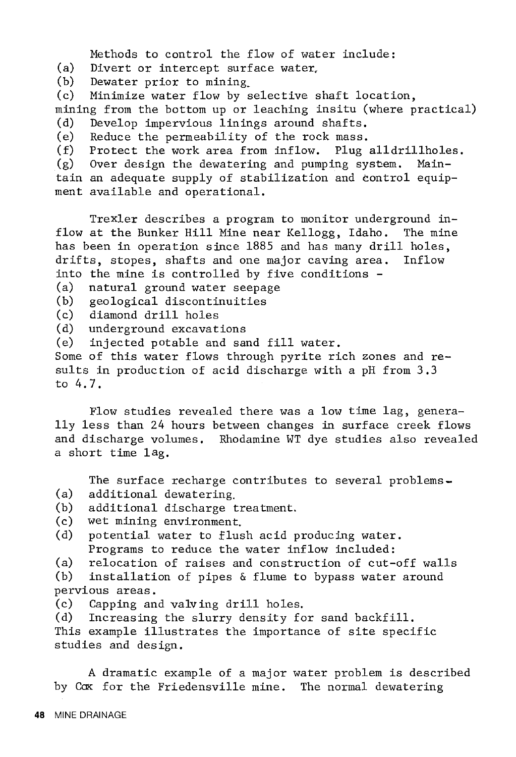Methods to control the flow of water include:

(a) Divert or intercept surface water.
(b) Dewater prior to mining.
(c) Minimize water flow by selective shaft location, mining from the bottom up or leaching insitu (where practical)
(d) Develop impervious linings around shafts.
(e) Reduce the permeability of the rock mass.
(f) Protect the work area from inflow. Plug alldrillholes.
(g) Over design the dewatering and pumping system. Maintain an adequate supply of stabilization and control equipment available and operational.

Trexler describes a program to monitor underground inflow at the Bunker Hill Mine near Kellogg, Idaho. The mine has been in operation since 1885 and has many drill holes, drifts, stopes, shafts and one major caving area. Inflow into the mine is controlled by five conditions -

(a) natural ground water seepage
(b) geological discontinuities
(c) diamond drill holes
(d) underground excavations
(e) injected potable and sand fill water.

Some of this water flows through pyrite rich zones and results in production of acid discharge with a pH from 3.3 to 4.7.

Flow studies revealed there was a low time lag, generally less than 24 hours between changes in surface creek flows and discharge volumes. Rhodamine WT dye studies also revealed a short time lag.

The surface recharge contributes to several problems-

(a) additional dewatering.
(b) additional discharge treatment.
(c) wet mining environment.
(d) potential water to flush acid producing water.

Programs to reduce the water inflow included:

(a) relocation of raises and construction of cut-off walls
(b) installation of pipes & flume to bypass water around pervious areas.
(c) Capping and valving drill holes.
(d) Increasing the slurry density for sand backfill.

This example illustrates the importance of site specific studies and design.

A dramatic example of a major water problem is described by Cox for the Friedensville mine. The normal dewatering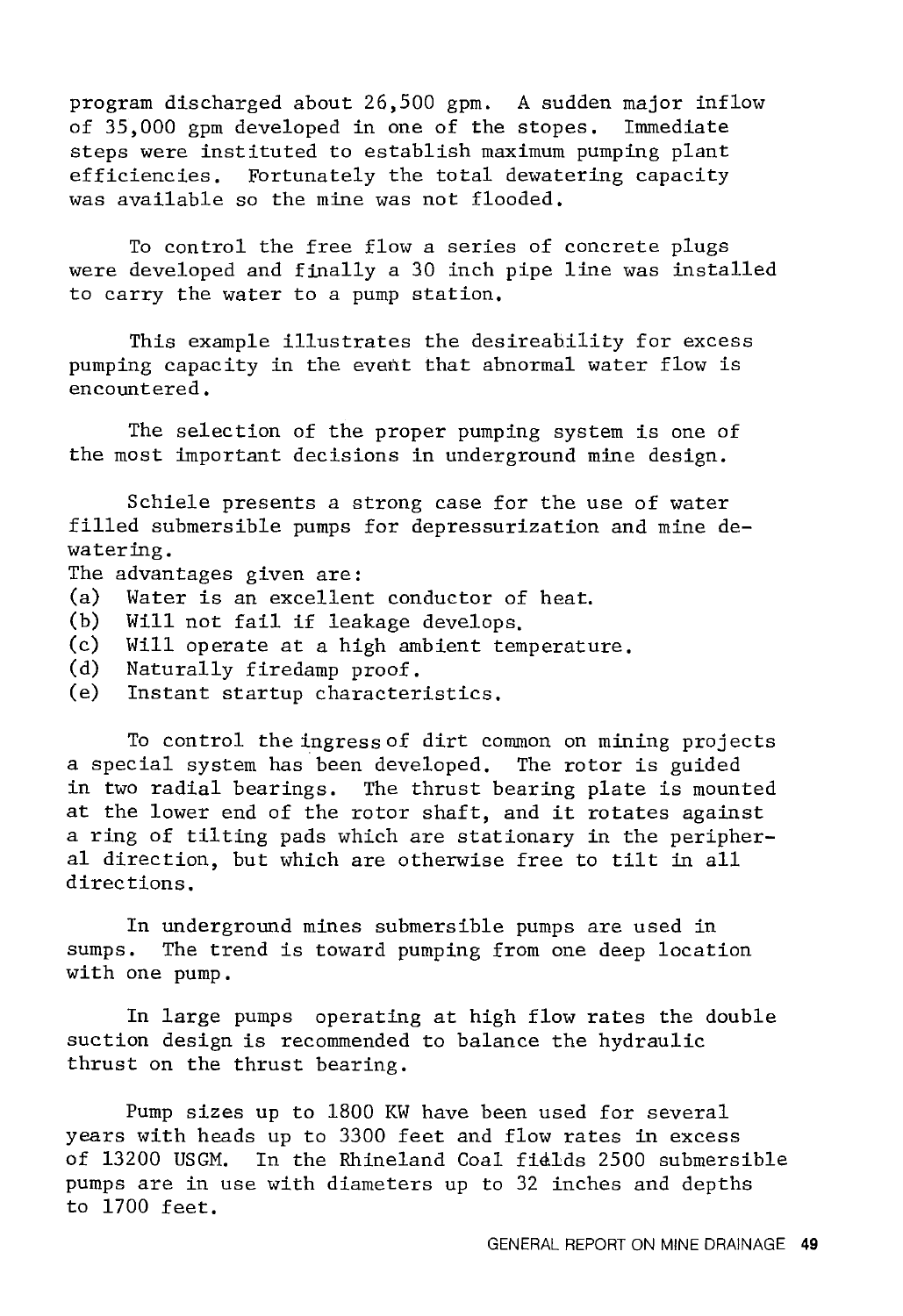program discharged about 26,500 gpm. A sudden major inflow of 35,000 gpm developed in one of the stopes. Immediate steps were instituted to establish maximum pumping plant efficiencies. Fortunately the total dewatering capacity was available so the mine was not flooded.

To control the free flow a series of concrete plugs were developed and finally a 30 inch pipe line was installed to carry the water to a pump station.

This example illustrates the desireability for excess pumping capacity in the event that abnormal water flow is encountered.

The selection of the proper pumping system is one of the most important decisions in underground mine design.

Schiele presents a strong case for the use of water filled submersible pumps for depressurization and mine dewatering.

The advantages given are:

(a) Water is an excellent conductor of heat.
(b) Will not fail if leakage develops.
(c) Will operate at a high ambient temperature.
(d) Naturally firedamp proof.
(e) Instant startup characteristics.

To control the ingress of dirt common on mining projects a special system has been developed. The rotor is guided in two radial bearings. The thrust bearing plate is mounted at the lower end of the rotor shaft, and it rotates against a ring of tilting pads which are stationary in the peripheral direction, but which are otherwise free to tilt in all directions.

In underground mines submersible pumps are used in sumps. The trend is toward pumping from one deep location with one pump.

In large pumps operating at high flow rates the double suction design is recommended to balance the hydraulic thrust on the thrust bearing.

Pump sizes up to 1800 KW have been used for several years with heads up to 3300 feet and flow rates in excess of 13200 USGM. In the Rhineland Coal fields 2500 submersible pumps are in use with diameters up to 32 inches and depths to 1700 feet.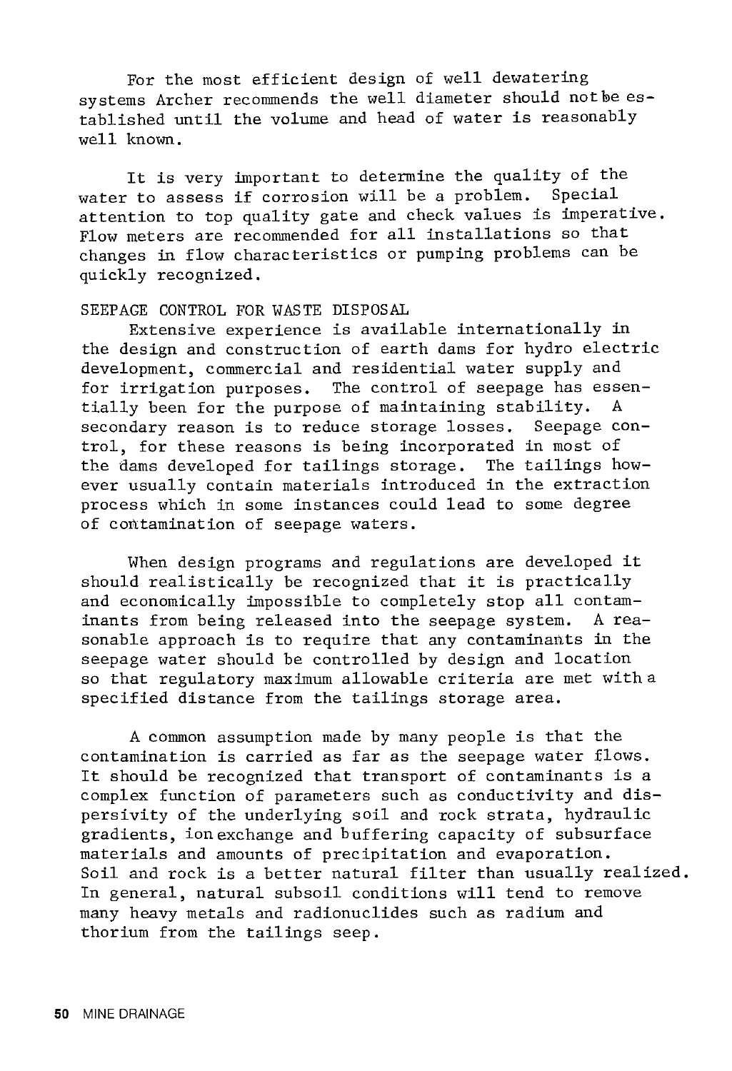For the most efficient design of well dewatering systems Archer recommends the well diameter should not be established until the volume and head of water is reasonably well known.

It is very important to determine the quality of the water to assess if corrosion will be a problem. Special attention to top quality gate and check values is imperative. Flow meters are recommended for all installations so that changes in flow characteristics or pumping problems can be quickly recognized.

## SEEPAGE CONTROL FOR WASTE DISPOSAL

Extensive experience is available internationally in the design and construction of earth dams for hydro electric development, commercial and residential water supply and for irrigation purposes. The control of seepage has essentially been for the purpose of maintaining stability. A secondary reason is to reduce storage losses. Seepage control, for these reasons is being incorporated in most of the dams developed for tailings storage. The tailings however usually contain materials introduced in the extraction process which in some instances could lead to some degree of contamination of seepage waters.

When design programs and regulations are developed it should realistically be recognized that it is practically and economically impossible to completely stop all contaminants from being released into the seepage system. A reasonable approach is to require that any contaminants in the seepage water should be controlled by design and location so that regulatory maximum allowable criteria are met with a specified distance from the tailings storage area.

A common assumption made by many people is that the contamination is carried as far as the seepage water flows. It should be recognized that transport of contaminants is a complex function of parameters such as conductivity and dispersivity of the underlying soil and rock strata, hydraulic gradients, ion exchange and buffering capacity of subsurface materials and amounts of precipitation and evaporation. Soil and rock is a better natural filter than usually realized. In general, natural subsoil conditions will tend to remove many heavy metals and radionuclides such as radium and thorium from the tailings seep.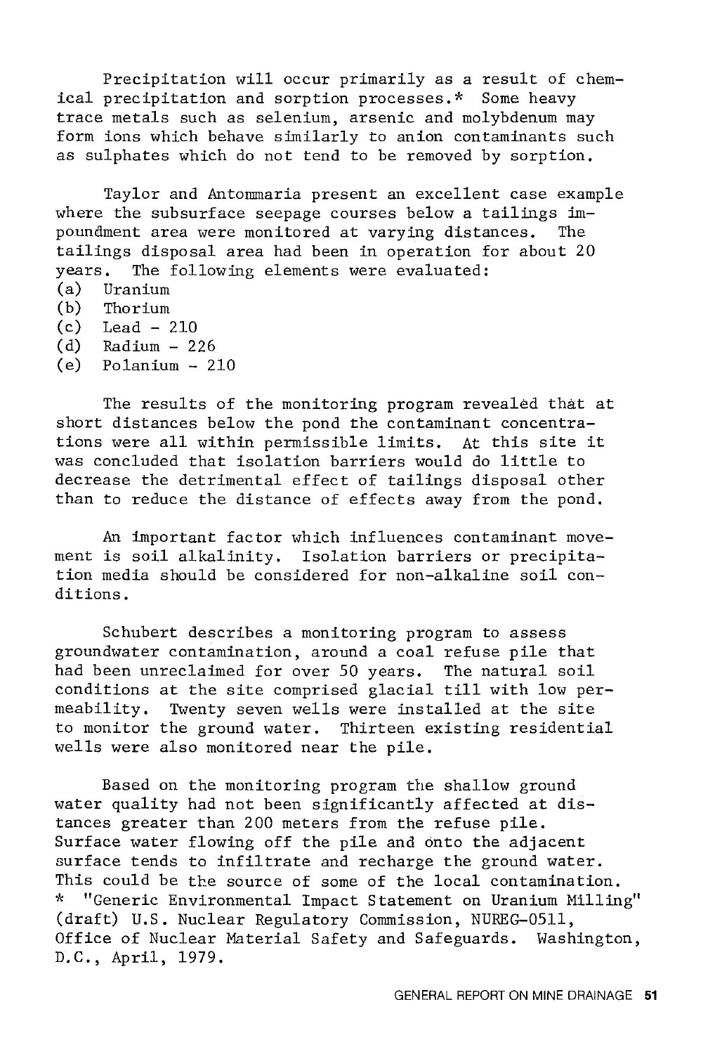Precipitation will occur primarily as a result of chemical precipitation and sorption processes.* Some heavy trace metals such as selenium, arsenic and molybdenum may form ions which behave similarly to anion contaminants such as sulphates which do not tend to be removed by sorption.

Taylor and Antommaria present an excellent case example where the subsurface seepage courses below a tailings impoundment area were monitored at varying distances. The tailings disposal area had been in operation for about 20 years. The following elements were evaluated:

(a) Uranium
(b) Thorium
(c) Lead - 210
(d) Radium - 226
(e) Polanium - 210

The results of the monitoring program revealed that at short distances below the pond the contaminant concentrations were all within permissible limits. At this site it was concluded that isolation barriers would do little to decrease the detrimental effect of tailings disposal other than to reduce the distance of effects away from the pond.

An important factor which influences contaminant movement is soil alkalinity. Isolation barriers or precipitation media should be considered for non-alkaline soil conditions.

Schubert describes a monitoring program to assess groundwater contamination, around a coal refuse pile that had been unreclaimed for over 50 years. The natural soil conditions at the site comprised glacial till with low permeability. Twenty seven wells were installed at the site to monitor the ground water. Thirteen existing residential wells were also monitored near the pile.

Based on the monitoring program the shallow ground water quality had not been significantly affected at distances greater than 200 meters from the refuse pile. Surface water flowing off the pile and onto the adjacent surface tends to infiltrate and recharge the ground water. This could be the source of some of the local contamination.

\* "Generic Environmental Impact Statement on Uranium Milling" (draft) U.S. Nuclear Regulatory Commission, NUREG-0511, Office of Nuclear Material Safety and Safeguards. Washington, D.C., April, 1979.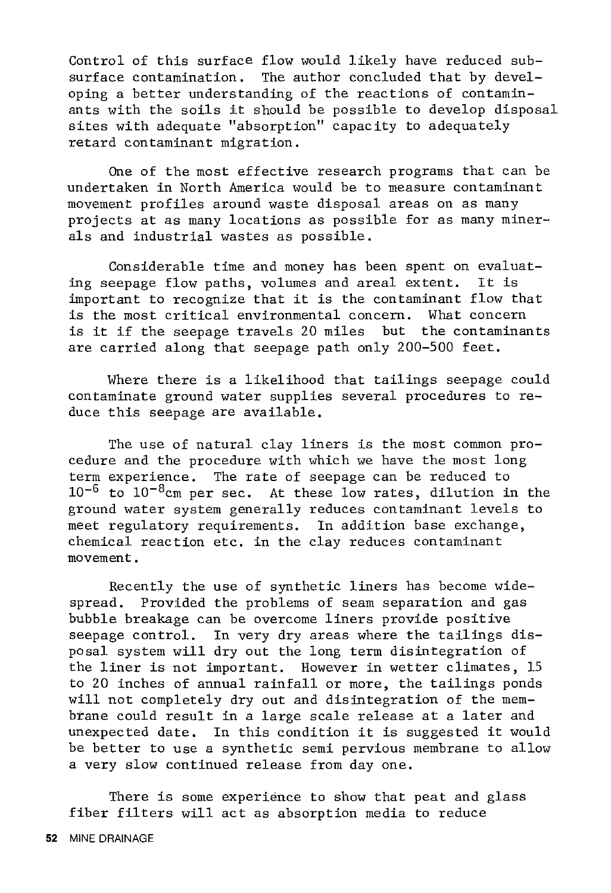Control of this surface flow would likely have reduced subsurface contamination. The author concluded that by developing a better understanding of the reactions of contaminants with the soils it should be possible to develop disposal sites with adequate "absorption" capacity to adequately retard contaminant migration.

One of the most effective research programs that can be undertaken in North America would be to measure contaminant movement profiles around waste disposal areas on as many projects at as many locations as possible for as many minerals and industrial wastes as possible.

Considerable time and money has been spent on evaluating seepage flow paths, volumes and areal extent. It is important to recognize that it is the contaminant flow that is the most critical environmental concern. What concern is it if the seepage travels 20 miles but the contaminants are carried along that seepage path only 200-500 feet.

Where there is a likelihood that tailings seepage could contaminate ground water supplies several procedures to reduce this seepage are available.

The use of natural clay liners is the most common procedure and the procedure with which we have the most long term experience. The rate of seepage can be reduced to $10^{-6}$ to $10^{-8}$cm per sec. At these low rates, dilution in the ground water system generally reduces contaminant levels to meet regulatory requirements. In addition base exchange, chemical reaction etc. in the clay reduces contaminant movement.

Recently the use of synthetic liners has become widespread. Provided the problems of seam separation and gas bubble breakage can be overcome liners provide positive seepage control. In very dry areas where the tailings disposal system will dry out the long term disintegration of the liner is not important. However in wetter climates, 15 to 20 inches of annual rainfall or more, the tailings ponds will not completely dry out and disintegration of the membrane could result in a large scale release at a later and unexpected date. In this condition it is suggested it would be better to use a synthetic semi pervious membrane to allow a very slow continued release from day one.

There is some experience to show that peat and glass fiber filters will act as absorption media to reduce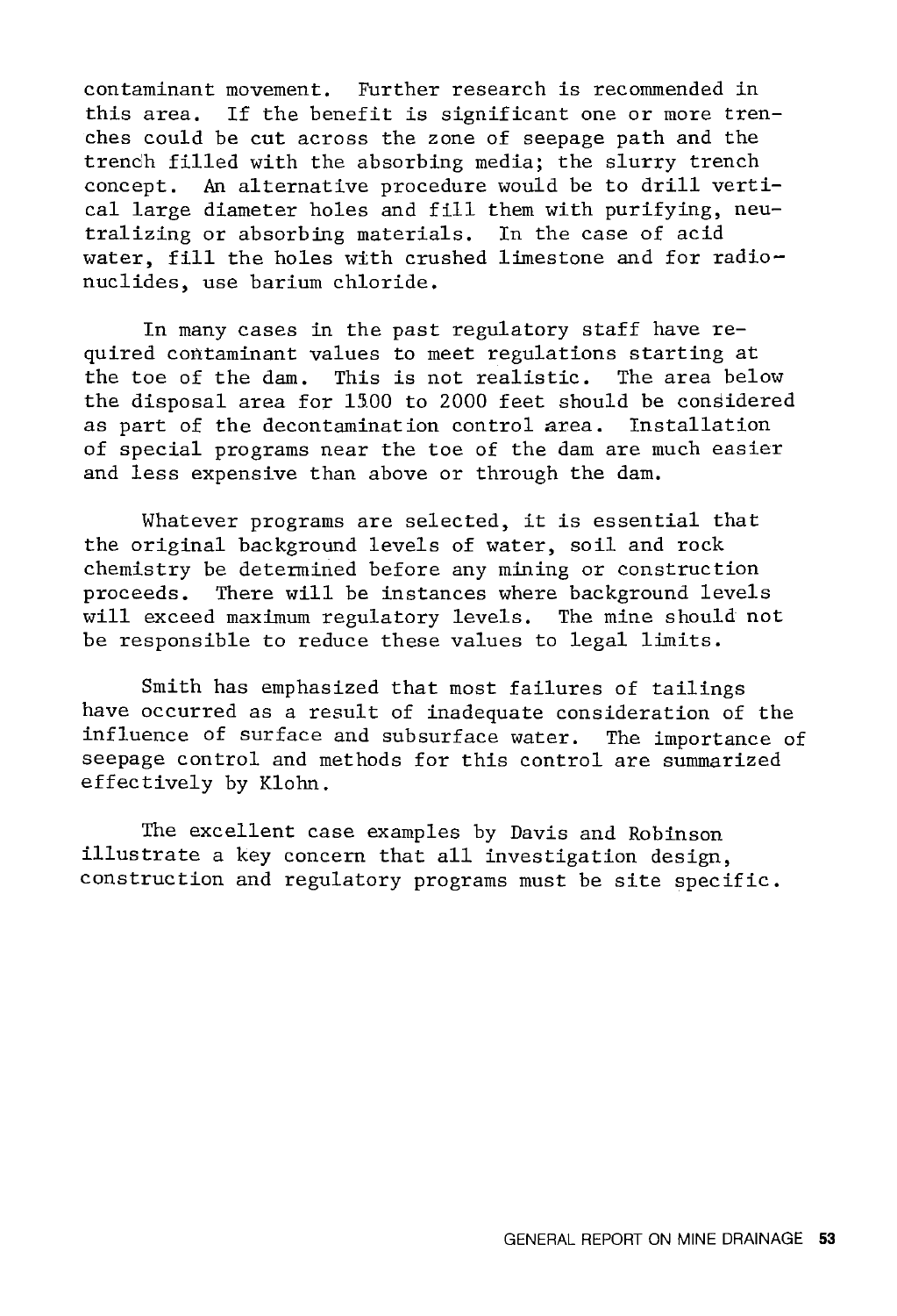contaminant movement. Further research is recommended in this area. If the benefit is significant one or more trenches could be cut across the zone of seepage path and the trench filled with the absorbing media; the slurry trench concept. An alternative procedure would be to drill vertical large diameter holes and fill them with purifying, neutralizing or absorbing materials. In the case of acid water, fill the holes with crushed limestone and for radionuclides, use barium chloride.

In many cases in the past regulatory staff have required contaminant values to meet regulations starting at the toe of the dam. This is not realistic. The area below the disposal area for 1500 to 2000 feet should be considered as part of the decontamination control area. Installation of special programs near the toe of the dam are much easier and less expensive than above or through the dam.

Whatever programs are selected, it is essential that the original background levels of water, soil and rock chemistry be determined before any mining or construction proceeds. There will be instances where background levels will exceed maximum regulatory levels. The mine should not be responsible to reduce these values to legal limits.

Smith has emphasized that most failures of tailings have occurred as a result of inadequate consideration of the influence of surface and subsurface water. The importance of seepage control and methods for this control are summarized effectively by Klohn.

The excellent case examples by Davis and Robinson illustrate a key concern that all investigation design, construction and regulatory programs must be site specific.